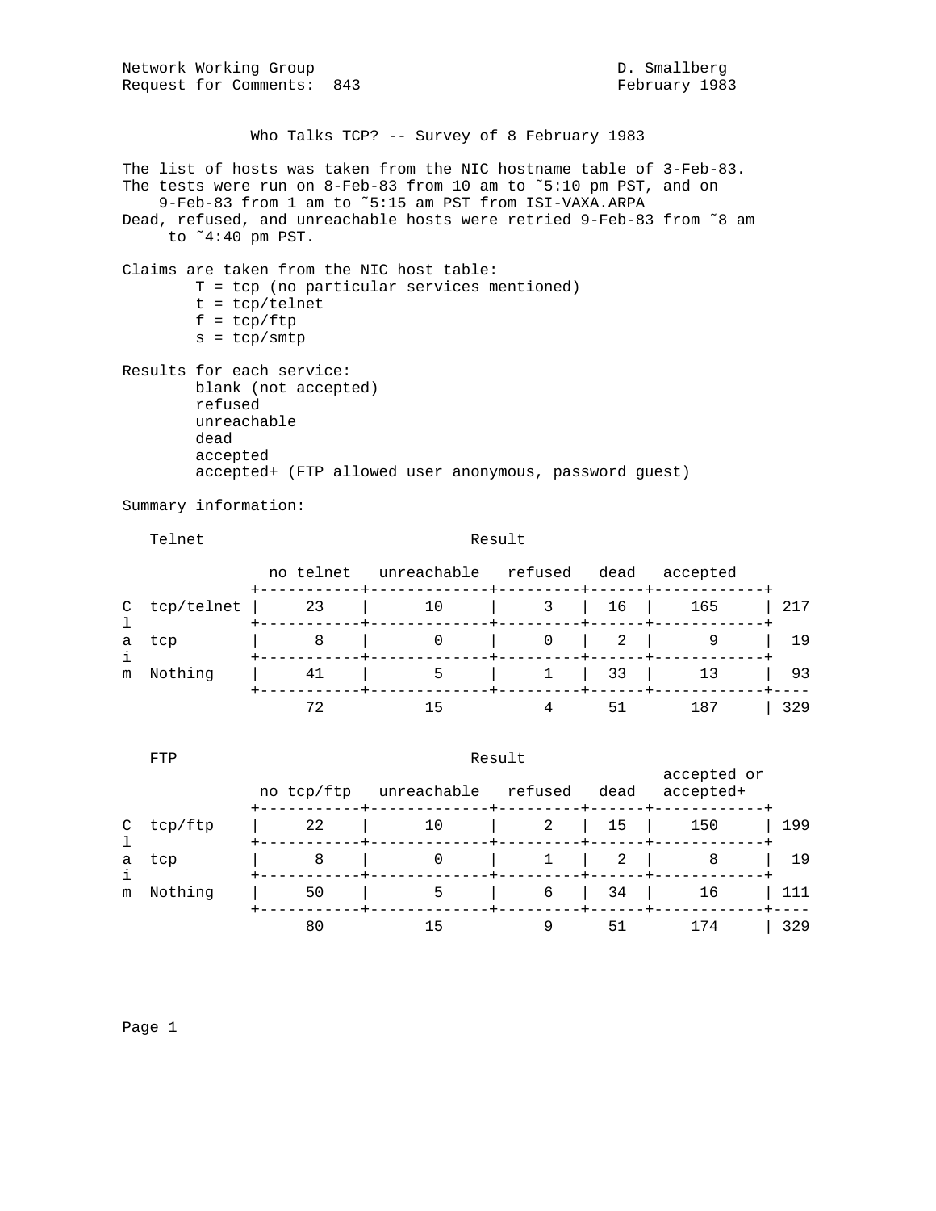Network Working Group D. Smallberg
Request for Comments: 843 February 1983

# Who Talks TCP? -- Survey of 8 February 1983

The list of hosts was taken from the NIC hostname table of 3-Feb-83.
The tests were run on 8-Feb-83 from 10 am to ~5:10 pm PST, and on 9-Feb-83 from 1 am to ~5:15 am PST from ISI-VAXA.ARPA
Dead, refused, and unreachable hosts were retried 9-Feb-83 from ~8 am to ~4:40 pm PST.

Claims are taken from the NIC host table:

- T = tcp (no particular services mentioned)
- t = tcp/telnet
- f = tcp/ftp
- s = tcp/smtp

Results for each service:

- blank (not accepted)
- refused
- unreachable
- dead
- accepted
- accepted+ (FTP allowed user anonymous, password guest)

Summary information:

**Telnet**

| Claim | no telnet | unreachable | refused | dead | accepted | |
|---|---|---|---|---|---|---|
| tcp/telnet | 23 | 10 | 3 | 16 | 165 | 217 |
| tcp | 8 | 0 | 0 | 2 | 9 | 19 |
| Nothing | 41 | 5 | 1 | 33 | 13 | 93 |
| | 72 | 15 | 4 | 51 | 187 | 329 |

**FTP**

| Claim | no tcp/ftp | unreachable | refused | dead | accepted or accepted+ | |
|---|---|---|---|---|---|---|
| tcp/ftp | 22 | 10 | 2 | 15 | 150 | 199 |
| tcp | 8 | 0 | 1 | 2 | 8 | 19 |
| Nothing | 50 | 5 | 6 | 34 | 16 | 111 |
| | 80 | 15 | 9 | 51 | 174 | 329 |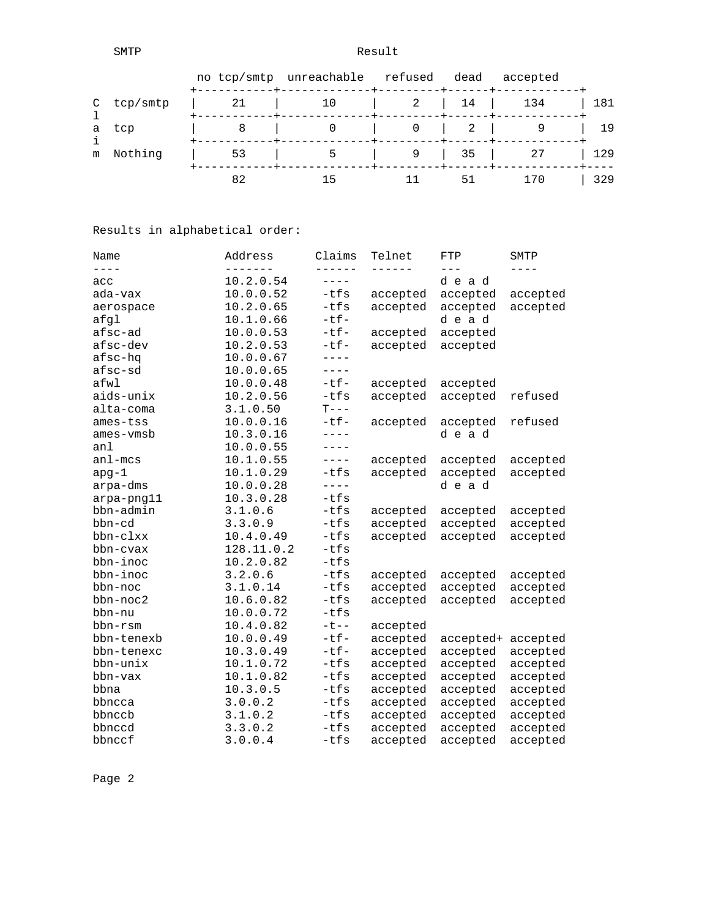SMTP Result

| Claim | no tcp/smtp | unreachable | refused | dead | accepted | |
|---|---|---|---|---|---|---|
| tcp/smtp | 21 | 10 | 2 | 14 | 134 | 181 |
| tcp | 8 | 0 | 0 | 2 | 9 | 19 |
| Nothing | 53 | 5 | 9 | 35 | 27 | 129 |
| | 82 | 15 | 11 | 51 | 170 | 329 |

Results in alphabetical order:

| Name | Address | Claims | Telnet | FTP | SMTP |
|---|---|---|---|---|---|
| acc | 10.2.0.54 | ---- | | d e a d | |
| ada-vax | 10.0.0.52 | -tfs | accepted | accepted | accepted |
| aerospace | 10.2.0.65 | -tfs | accepted | accepted | accepted |
| afgl | 10.1.0.66 | -tf- | | d e a d | |
| afsc-ad | 10.0.0.53 | -tf- | accepted | accepted | |
| afsc-dev | 10.2.0.53 | -tf- | accepted | accepted | |
| afsc-hq | 10.0.0.67 | ---- | | | |
| afsc-sd | 10.0.0.65 | ---- | | | |
| afwl | 10.0.0.48 | -tf- | accepted | accepted | |
| aids-unix | 10.2.0.56 | -tfs | accepted | accepted | refused |
| alta-coma | 3.1.0.50 | T--- | | | |
| ames-tss | 10.0.0.16 | -tf- | accepted | accepted | refused |
| ames-vmsb | 10.3.0.16 | ---- | | d e a d | |
| anl | 10.0.0.55 | ---- | | | |
| anl-mcs | 10.1.0.55 | ---- | accepted | accepted | accepted |
| apg-1 | 10.1.0.29 | -tfs | accepted | accepted | accepted |
| arpa-dms | 10.0.0.28 | ---- | | d e a d | |
| arpa-png11 | 10.3.0.28 | -tfs | | | |
| bbn-admin | 3.1.0.6 | -tfs | accepted | accepted | accepted |
| bbn-cd | 3.3.0.9 | -tfs | accepted | accepted | accepted |
| bbn-clxx | 10.4.0.49 | -tfs | accepted | accepted | accepted |
| bbn-cvax | 128.11.0.2 | -tfs | | | |
| bbn-inoc | 10.2.0.82 | -tfs | | | |
| bbn-inoc | 3.2.0.6 | -tfs | accepted | accepted | accepted |
| bbn-noc | 3.1.0.14 | -tfs | accepted | accepted | accepted |
| bbn-noc2 | 10.6.0.82 | -tfs | accepted | accepted | accepted |
| bbn-nu | 10.0.0.72 | -tfs | | | |
| bbn-rsm | 10.4.0.82 | -t-- | accepted | | |
| bbn-tenexb | 10.0.0.49 | -tf- | accepted | accepted+ | accepted |
| bbn-tenexc | 10.3.0.49 | -tf- | accepted | accepted | accepted |
| bbn-unix | 10.1.0.72 | -tfs | accepted | accepted | accepted |
| bbn-vax | 10.1.0.82 | -tfs | accepted | accepted | accepted |
| bbna | 10.3.0.5 | -tfs | accepted | accepted | accepted |
| bbncca | 3.0.0.2 | -tfs | accepted | accepted | accepted |
| bbnccb | 3.1.0.2 | -tfs | accepted | accepted | accepted |
| bbnccd | 3.3.0.2 | -tfs | accepted | accepted | accepted |
| bbnccf | 3.0.0.4 | -tfs | accepted | accepted | accepted |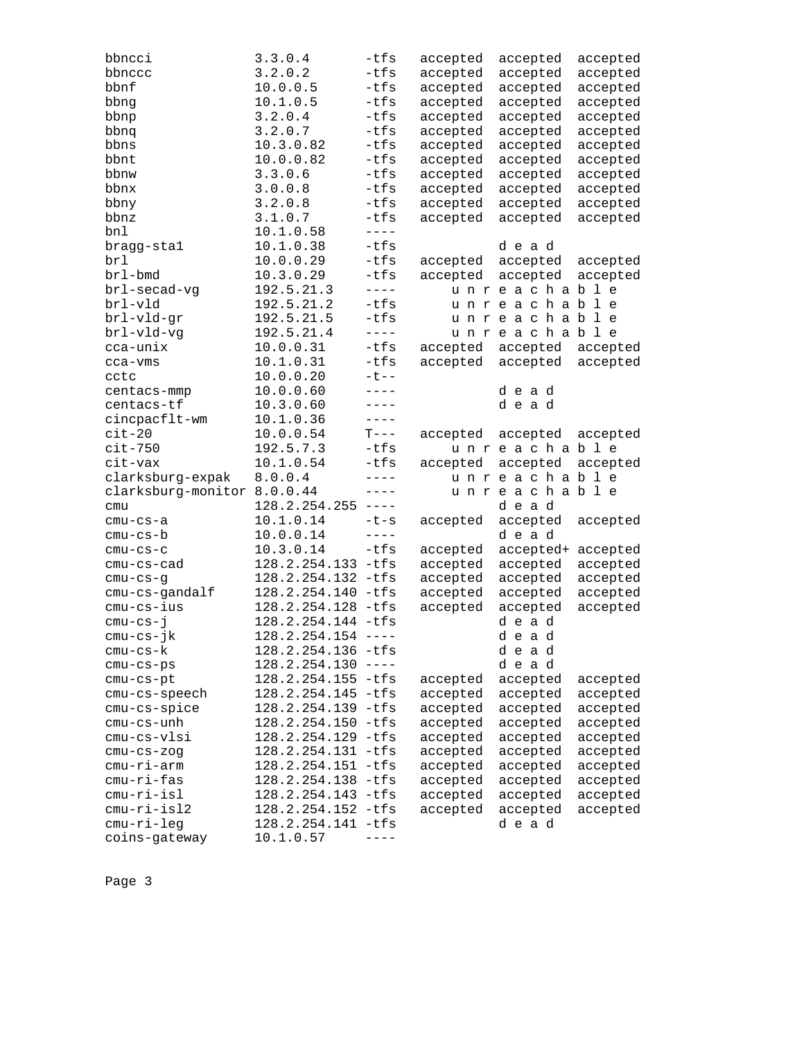```
bbncci            3.3.0.4       -tfs   accepted  accepted  accepted
bbnccc            3.2.0.2       -tfs   accepted  accepted  accepted
bbnf              10.0.0.5      -tfs   accepted  accepted  accepted
bbng              10.1.0.5      -tfs   accepted  accepted  accepted
bbnp              3.2.0.4       -tfs   accepted  accepted  accepted
bbnq              3.2.0.7       -tfs   accepted  accepted  accepted
bbns              10.3.0.82     -tfs   accepted  accepted  accepted
bbnt              10.0.0.82     -tfs   accepted  accepted  accepted
bbnw              3.3.0.6       -tfs   accepted  accepted  accepted
bbnx              3.0.0.8       -tfs   accepted  accepted  accepted
bbny              3.2.0.8       -tfs   accepted  accepted  accepted
bbnz              3.1.0.7       -tfs   accepted  accepted  accepted
bnl               10.1.0.58     ----
bragg-sta1        10.1.0.38     -tfs            d e a d
brl               10.0.0.29     -tfs   accepted  accepted  accepted
brl-bmd           10.3.0.29     -tfs   accepted  accepted  accepted
brl-secad-vg      192.5.21.3    ----       u n r e a c h a b l e
brl-vld           192.5.21.2    -tfs       u n r e a c h a b l e
brl-vld-gr        192.5.21.5    -tfs       u n r e a c h a b l e
brl-vld-vg        192.5.21.4    ----       u n r e a c h a b l e
cca-unix          10.0.0.31     -tfs   accepted  accepted  accepted
cca-vms           10.1.0.31     -tfs   accepted  accepted  accepted
cctc              10.0.0.20     -t--
centacs-mmp       10.0.0.60     ----            d e a d
centacs-tf        10.3.0.60     ----            d e a d
cincpacflt-wm     10.1.0.36     ----
cit-20            10.0.0.54     T---   accepted  accepted  accepted
cit-750           192.5.7.3     -tfs       u n r e a c h a b l e
cit-vax           10.1.0.54     -tfs   accepted  accepted  accepted
clarksburg-expak  8.0.0.4       ----       u n r e a c h a b l e
clarksburg-monitor 8.0.0.44     ----       u n r e a c h a b l e
cmu               128.2.254.255 ----            d e a d
cmu-cs-a          10.1.0.14     -t-s   accepted  accepted  accepted
cmu-cs-b          10.0.0.14     ----            d e a d
cmu-cs-c          10.3.0.14     -tfs   accepted  accepted+ accepted
cmu-cs-cad        128.2.254.133 -tfs   accepted  accepted  accepted
cmu-cs-g          128.2.254.132 -tfs   accepted  accepted  accepted
cmu-cs-gandalf    128.2.254.140 -tfs   accepted  accepted  accepted
cmu-cs-ius        128.2.254.128 -tfs   accepted  accepted  accepted
cmu-cs-j          128.2.254.144 -tfs            d e a d
cmu-cs-jk         128.2.254.154 ----            d e a d
cmu-cs-k          128.2.254.136 -tfs            d e a d
cmu-cs-ps         128.2.254.130 ----            d e a d
cmu-cs-pt         128.2.254.155 -tfs   accepted  accepted  accepted
cmu-cs-speech     128.2.254.145 -tfs   accepted  accepted  accepted
cmu-cs-spice      128.2.254.139 -tfs   accepted  accepted  accepted
cmu-cs-unh        128.2.254.150 -tfs   accepted  accepted  accepted
cmu-cs-vlsi       128.2.254.129 -tfs   accepted  accepted  accepted
cmu-cs-zog        128.2.254.131 -tfs   accepted  accepted  accepted
cmu-ri-arm        128.2.254.151 -tfs   accepted  accepted  accepted
cmu-ri-fas        128.2.254.138 -tfs   accepted  accepted  accepted
cmu-ri-isl        128.2.254.143 -tfs   accepted  accepted  accepted
cmu-ri-isl2       128.2.254.152 -tfs   accepted  accepted  accepted
cmu-ri-leg        128.2.254.141 -tfs            d e a d
coins-gateway     10.1.0.57     ----
```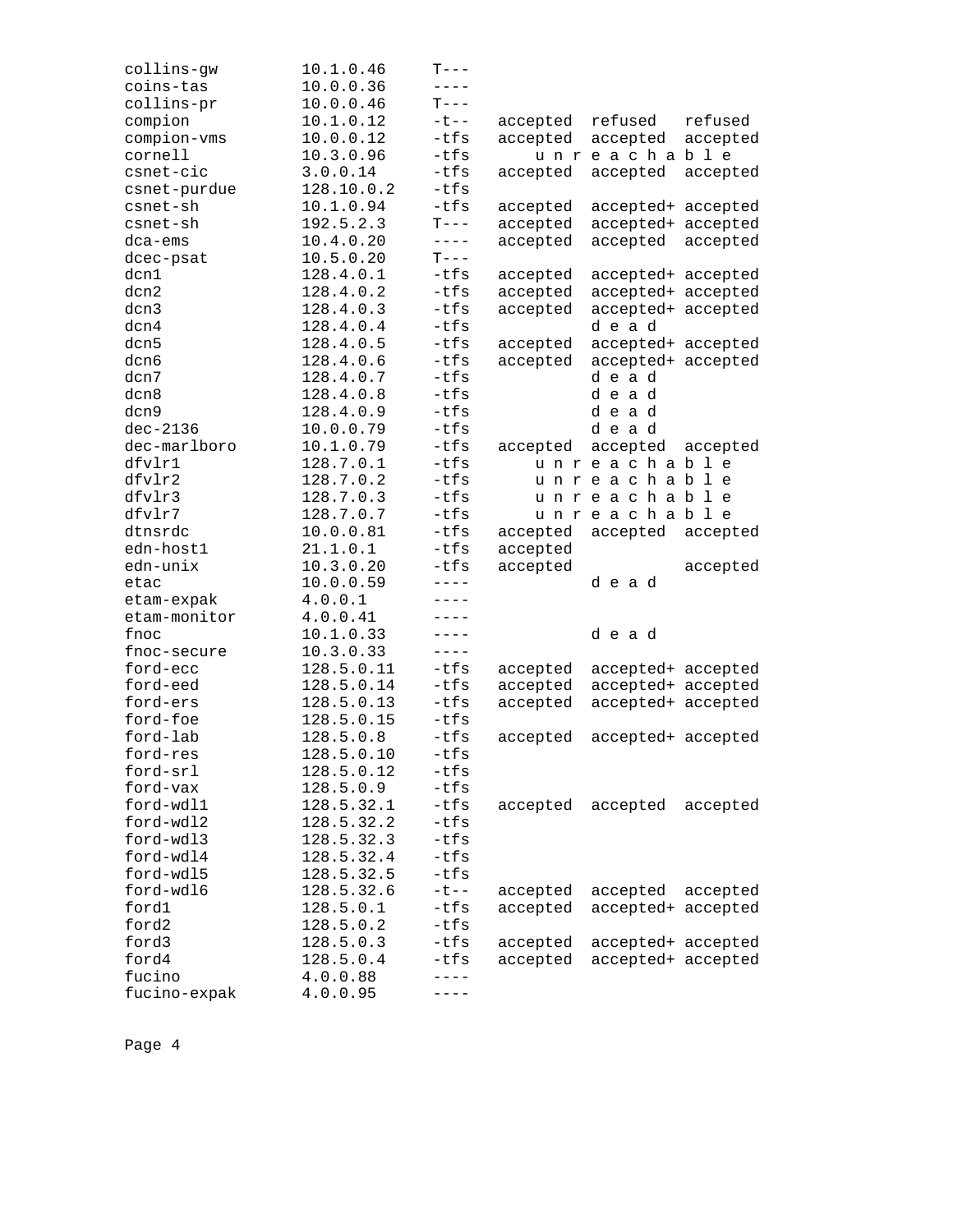| | | | | | |
|---|---|---|---|---|---|
| collins-gw | 10.1.0.46 | T--- | | | |
| coins-tas | 10.0.0.36 | ---- | | | |
| collins-pr | 10.0.0.46 | T--- | | | |
| compion | 10.1.0.12 | -t-- | accepted | refused | refused |
| compion-vms | 10.0.0.12 | -tfs | accepted | accepted | accepted |
| cornell | 10.3.0.96 | -tfs | u n r e | a c h a | b l e |
| csnet-cic | 3.0.0.14 | -tfs | accepted | accepted | accepted |
| csnet-purdue | 128.10.0.2 | -tfs | | | |
| csnet-sh | 10.1.0.94 | -tfs | accepted | accepted+ | accepted |
| csnet-sh | 192.5.2.3 | T--- | accepted | accepted+ | accepted |
| dca-ems | 10.4.0.20 | ---- | accepted | accepted | accepted |
| dcec-psat | 10.5.0.20 | T--- | | | |
| dcn1 | 128.4.0.1 | -tfs | accepted | accepted+ | accepted |
| dcn2 | 128.4.0.2 | -tfs | accepted | accepted+ | accepted |
| dcn3 | 128.4.0.3 | -tfs | accepted | accepted+ | accepted |
| dcn4 | 128.4.0.4 | -tfs | | d e a d | |
| dcn5 | 128.4.0.5 | -tfs | accepted | accepted+ | accepted |
| dcn6 | 128.4.0.6 | -tfs | accepted | accepted+ | accepted |
| dcn7 | 128.4.0.7 | -tfs | | d e a d | |
| dcn8 | 128.4.0.8 | -tfs | | d e a d | |
| dcn9 | 128.4.0.9 | -tfs | | d e a d | |
| dec-2136 | 10.0.0.79 | -tfs | | d e a d | |
| dec-marlboro | 10.1.0.79 | -tfs | accepted | accepted | accepted |
| dfvlr1 | 128.7.0.1 | -tfs | u n r e | a c h a | b l e |
| dfvlr2 | 128.7.0.2 | -tfs | u n r e | a c h a | b l e |
| dfvlr3 | 128.7.0.3 | -tfs | u n r e | a c h a | b l e |
| dfvlr7 | 128.7.0.7 | -tfs | u n r e | a c h a | b l e |
| dtnsrdc | 10.0.0.81 | -tfs | accepted | accepted | accepted |
| edn-host1 | 21.1.0.1 | -tfs | accepted | | |
| edn-unix | 10.3.0.20 | -tfs | accepted | | accepted |
| etac | 10.0.0.59 | ---- | | d e a d | |
| etam-expak | 4.0.0.1 | ---- | | | |
| etam-monitor | 4.0.0.41 | ---- | | | |
| fnoc | 10.1.0.33 | ---- | | d e a d | |
| fnoc-secure | 10.3.0.33 | ---- | | | |
| ford-ecc | 128.5.0.11 | -tfs | accepted | accepted+ | accepted |
| ford-eed | 128.5.0.14 | -tfs | accepted | accepted+ | accepted |
| ford-ers | 128.5.0.13 | -tfs | accepted | accepted+ | accepted |
| ford-foe | 128.5.0.15 | -tfs | | | |
| ford-lab | 128.5.0.8 | -tfs | accepted | accepted+ | accepted |
| ford-res | 128.5.0.10 | -tfs | | | |
| ford-srl | 128.5.0.12 | -tfs | | | |
| ford-vax | 128.5.0.9 | -tfs | | | |
| ford-wdl1 | 128.5.32.1 | -tfs | accepted | accepted | accepted |
| ford-wdl2 | 128.5.32.2 | -tfs | | | |
| ford-wdl3 | 128.5.32.3 | -tfs | | | |
| ford-wdl4 | 128.5.32.4 | -tfs | | | |
| ford-wdl5 | 128.5.32.5 | -tfs | | | |
| ford-wdl6 | 128.5.32.6 | -t-- | accepted | accepted | accepted |
| ford1 | 128.5.0.1 | -tfs | accepted | accepted+ | accepted |
| ford2 | 128.5.0.2 | -tfs | | | |
| ford3 | 128.5.0.3 | -tfs | accepted | accepted+ | accepted |
| ford4 | 128.5.0.4 | -tfs | accepted | accepted+ | accepted |
| fucino | 4.0.0.88 | ---- | | | |
| fucino-expak | 4.0.0.95 | ---- | | | |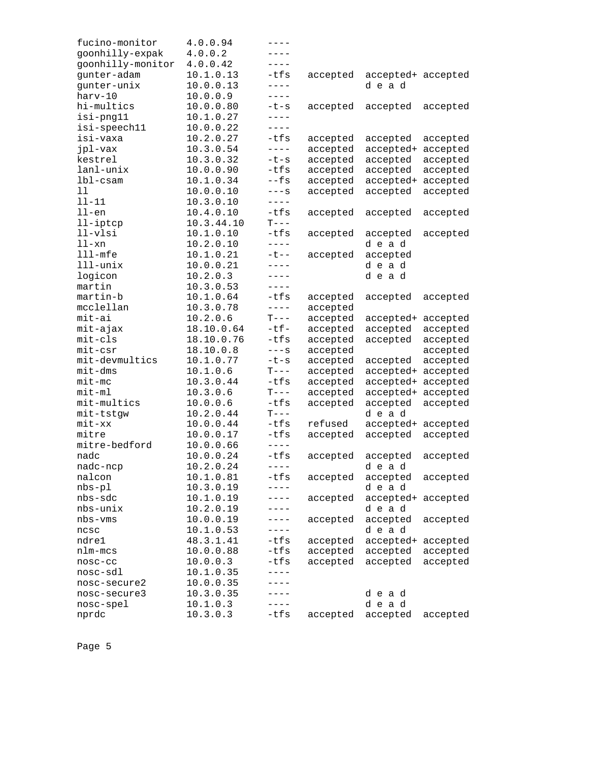| | | | | | |
|---|---|---|---|---|---|
| fucino-monitor | 4.0.0.94 | ---- | | | |
| goonhilly-expak | 4.0.0.2 | ---- | | | |
| goonhilly-monitor | 4.0.0.42 | ---- | | | |
| gunter-adam | 10.1.0.13 | -tfs | accepted | accepted+ | accepted |
| gunter-unix | 10.0.0.13 | ---- | | d e a d | |
| harv-10 | 10.0.0.9 | ---- | | | |
| hi-multics | 10.0.0.80 | -t-s | accepted | accepted | accepted |
| isi-png11 | 10.1.0.27 | ---- | | | |
| isi-speech11 | 10.0.0.22 | ---- | | | |
| isi-vaxa | 10.2.0.27 | -tfs | accepted | accepted | accepted |
| jpl-vax | 10.3.0.54 | ---- | accepted | accepted+ | accepted |
| kestrel | 10.3.0.32 | -t-s | accepted | accepted | accepted |
| lanl-unix | 10.0.0.90 | -tfs | accepted | accepted | accepted |
| lbl-csam | 10.1.0.34 | --fs | accepted | accepted+ | accepted |
| ll | 10.0.0.10 | ---s | accepted | accepted | accepted |
| ll-11 | 10.3.0.10 | ---- | | | |
| ll-en | 10.4.0.10 | -tfs | accepted | accepted | accepted |
| ll-iptcp | 10.3.44.10 | T--- | | | |
| ll-vlsi | 10.1.0.10 | -tfs | accepted | accepted | accepted |
| ll-xn | 10.2.0.10 | ---- | | d e a d | |
| lll-mfe | 10.1.0.21 | -t-- | accepted | accepted | |
| lll-unix | 10.0.0.21 | ---- | | d e a d | |
| logicon | 10.2.0.3 | ---- | | d e a d | |
| martin | 10.3.0.53 | ---- | | | |
| martin-b | 10.1.0.64 | -tfs | accepted | accepted | accepted |
| mcclellan | 10.3.0.78 | ---- | accepted | | |
| mit-ai | 10.2.0.6 | T--- | accepted | accepted+ | accepted |
| mit-ajax | 18.10.0.64 | -tf- | accepted | accepted | accepted |
| mit-cls | 18.10.0.76 | -tfs | accepted | accepted | accepted |
| mit-csr | 18.10.0.8 | ---s | accepted | | accepted |
| mit-devmultics | 10.1.0.77 | -t-s | accepted | accepted | accepted |
| mit-dms | 10.1.0.6 | T--- | accepted | accepted+ | accepted |
| mit-mc | 10.3.0.44 | -tfs | accepted | accepted+ | accepted |
| mit-ml | 10.3.0.6 | T--- | accepted | accepted+ | accepted |
| mit-multics | 10.0.0.6 | -tfs | accepted | accepted | accepted |
| mit-tstgw | 10.2.0.44 | T--- | | d e a d | |
| mit-xx | 10.0.0.44 | -tfs | refused | accepted+ | accepted |
| mitre | 10.0.0.17 | -tfs | accepted | accepted | accepted |
| mitre-bedford | 10.0.0.66 | ---- | | | |
| nadc | 10.0.0.24 | -tfs | accepted | accepted | accepted |
| nadc-ncp | 10.2.0.24 | ---- | | d e a d | |
| nalcon | 10.1.0.81 | -tfs | accepted | accepted | accepted |
| nbs-pl | 10.3.0.19 | ---- | | d e a d | |
| nbs-sdc | 10.1.0.19 | ---- | accepted | accepted+ | accepted |
| nbs-unix | 10.2.0.19 | ---- | | d e a d | |
| nbs-vms | 10.0.0.19 | ---- | accepted | accepted | accepted |
| ncsc | 10.1.0.53 | ---- | | d e a d | |
| ndre1 | 48.3.1.41 | -tfs | accepted | accepted+ | accepted |
| nlm-mcs | 10.0.0.88 | -tfs | accepted | accepted | accepted |
| nosc-cc | 10.0.0.3 | -tfs | accepted | accepted | accepted |
| nosc-sdl | 10.1.0.35 | ---- | | | |
| nosc-secure2 | 10.0.0.35 | ---- | | | |
| nosc-secure3 | 10.3.0.35 | ---- | | d e a d | |
| nosc-spel | 10.1.0.3 | ---- | | d e a d | |
| nprdc | 10.3.0.3 | -tfs | accepted | accepted | accepted |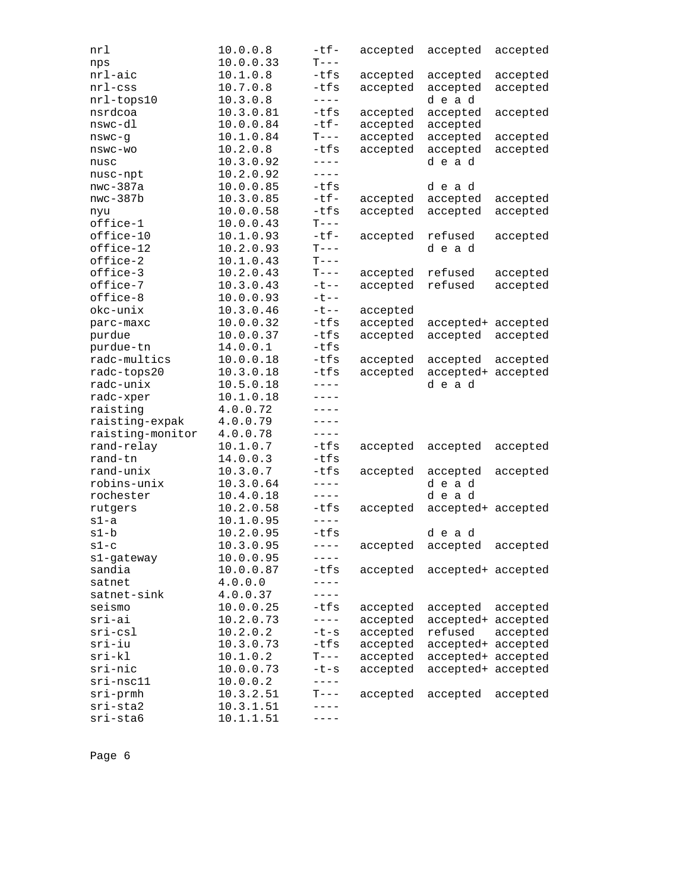| | | | | | |
|---|---|---|---|---|---|
| nrl | 10.0.0.8 | -tf- | accepted | accepted | accepted |
| nps | 10.0.0.33 | T--- | | | |
| nrl-aic | 10.1.0.8 | -tfs | accepted | accepted | accepted |
| nrl-css | 10.7.0.8 | -tfs | accepted | accepted | accepted |
| nrl-tops10 | 10.3.0.8 | ---- | | d e a d | |
| nsrdcoa | 10.3.0.81 | -tfs | accepted | accepted | accepted |
| nswc-dl | 10.0.0.84 | -tf- | accepted | accepted | |
| nswc-g | 10.1.0.84 | T--- | accepted | accepted | accepted |
| nswc-wo | 10.2.0.8 | -tfs | accepted | accepted | accepted |
| nusc | 10.3.0.92 | ---- | | d e a d | |
| nusc-npt | 10.2.0.92 | ---- | | | |
| nwc-387a | 10.0.0.85 | -tfs | | d e a d | |
| nwc-387b | 10.3.0.85 | -tf- | accepted | accepted | accepted |
| nyu | 10.0.0.58 | -tfs | accepted | accepted | accepted |
| office-1 | 10.0.0.43 | T--- | | | |
| office-10 | 10.1.0.93 | -tf- | accepted | refused | accepted |
| office-12 | 10.2.0.93 | T--- | | d e a d | |
| office-2 | 10.1.0.43 | T--- | | | |
| office-3 | 10.2.0.43 | T--- | accepted | refused | accepted |
| office-7 | 10.3.0.43 | -t-- | accepted | refused | accepted |
| office-8 | 10.0.0.93 | -t-- | | | |
| okc-unix | 10.3.0.46 | -t-- | accepted | | |
| parc-maxc | 10.0.0.32 | -tfs | accepted | accepted+ | accepted |
| purdue | 10.0.0.37 | -tfs | accepted | accepted | accepted |
| purdue-tn | 14.0.0.1 | -tfs | | | |
| radc-multics | 10.0.0.18 | -tfs | accepted | accepted | accepted |
| radc-tops20 | 10.3.0.18 | -tfs | accepted | accepted+ | accepted |
| radc-unix | 10.5.0.18 | ---- | | d e a d | |
| radc-xper | 10.1.0.18 | ---- | | | |
| raisting | 4.0.0.72 | ---- | | | |
| raisting-expak | 4.0.0.79 | ---- | | | |
| raisting-monitor | 4.0.0.78 | ---- | | | |
| rand-relay | 10.1.0.7 | -tfs | accepted | accepted | accepted |
| rand-tn | 14.0.0.3 | -tfs | | | |
| rand-unix | 10.3.0.7 | -tfs | accepted | accepted | accepted |
| robins-unix | 10.3.0.64 | ---- | | d e a d | |
| rochester | 10.4.0.18 | ---- | | d e a d | |
| rutgers | 10.2.0.58 | -tfs | accepted | accepted+ | accepted |
| s1-a | 10.1.0.95 | ---- | | | |
| s1-b | 10.2.0.95 | -tfs | | d e a d | |
| s1-c | 10.3.0.95 | ---- | accepted | accepted | accepted |
| s1-gateway | 10.0.0.95 | ---- | | | |
| sandia | 10.0.0.87 | -tfs | accepted | accepted+ | accepted |
| satnet | 4.0.0.0 | ---- | | | |
| satnet-sink | 4.0.0.37 | ---- | | | |
| seismo | 10.0.0.25 | -tfs | accepted | accepted | accepted |
| sri-ai | 10.2.0.73 | ---- | accepted | accepted+ | accepted |
| sri-csl | 10.2.0.2 | -t-s | accepted | refused | accepted |
| sri-iu | 10.3.0.73 | -tfs | accepted | accepted+ | accepted |
| sri-kl | 10.1.0.2 | T--- | accepted | accepted+ | accepted |
| sri-nic | 10.0.0.73 | -t-s | accepted | accepted+ | accepted |
| sri-nsc11 | 10.0.0.2 | ---- | | | |
| sri-prmh | 10.3.2.51 | T--- | accepted | accepted | accepted |
| sri-sta2 | 10.3.1.51 | ---- | | | |
| sri-sta6 | 10.1.1.51 | ---- | | | |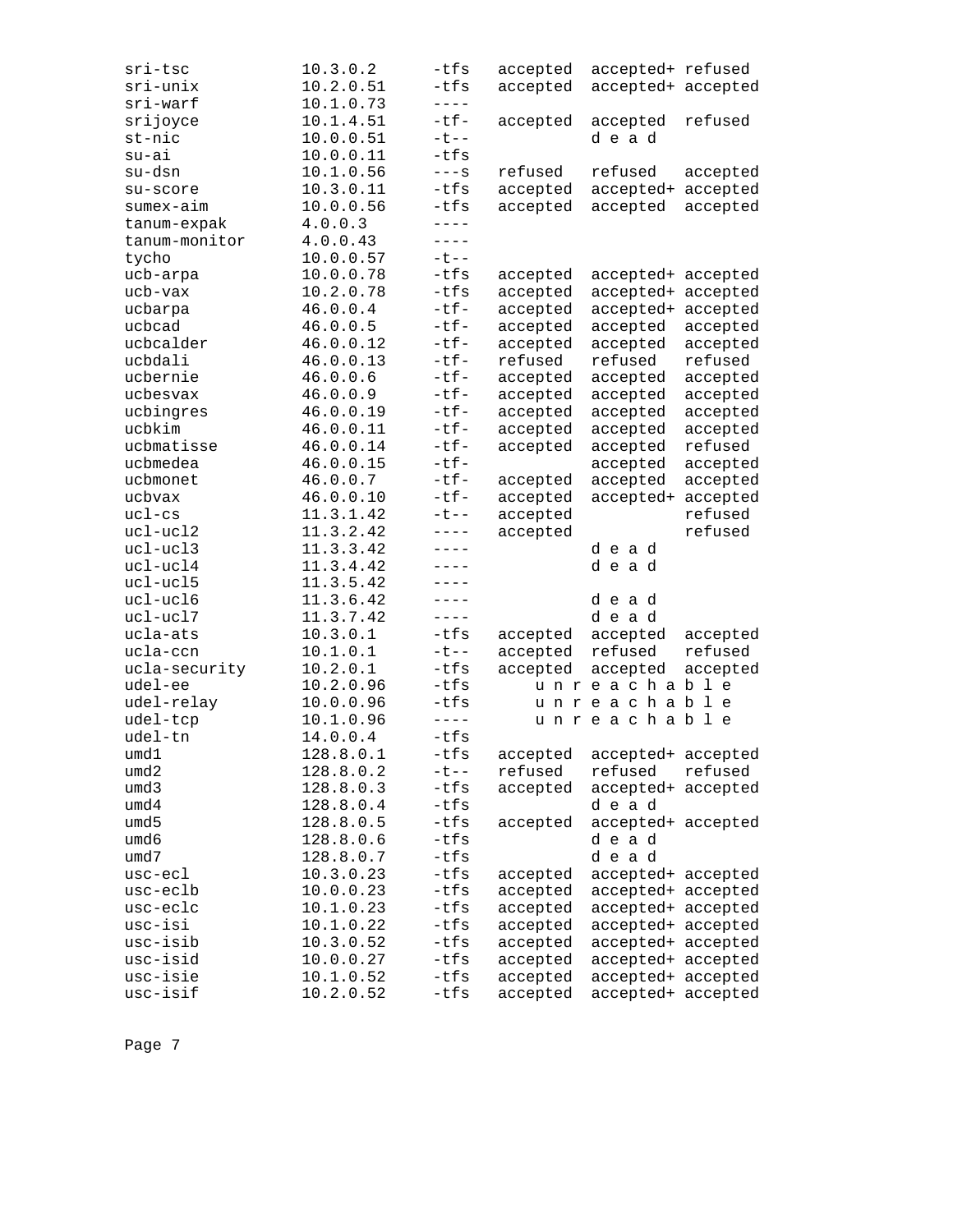```
sri-tsc          10.3.0.2     -tfs   accepted  accepted+ refused
sri-unix         10.2.0.51    -tfs   accepted  accepted+ accepted
sri-warf         10.1.0.73    ----
srijoyce         10.1.4.51    -tf-   accepted  accepted  refused
st-nic           10.0.0.51    -t--             d e a d
su-ai            10.0.0.11    -tfs
su-dsn           10.1.0.56    ---s   refused   refused   accepted
su-score         10.3.0.11    -tfs   accepted  accepted+ accepted
sumex-aim        10.0.0.56    -tfs   accepted  accepted  accepted
tanum-expak      4.0.0.3      ----
tanum-monitor    4.0.0.43     ----
tycho            10.0.0.57    -t--
ucb-arpa         10.0.0.78    -tfs   accepted  accepted+ accepted
ucb-vax          10.2.0.78    -tfs   accepted  accepted+ accepted
ucbarpa          46.0.0.4     -tf-   accepted  accepted+ accepted
ucbcad           46.0.0.5     -tf-   accepted  accepted  accepted
ucbcalder        46.0.0.12    -tf-   accepted  accepted  accepted
ucbdali          46.0.0.13    -tf-   refused   refused   refused
ucbernie         46.0.0.6     -tf-   accepted  accepted  accepted
ucbesvax         46.0.0.9     -tf-   accepted  accepted  accepted
ucbingres        46.0.0.19    -tf-   accepted  accepted  accepted
ucbkim           46.0.0.11    -tf-   accepted  accepted  accepted
ucbmatisse       46.0.0.14    -tf-   accepted  accepted  refused
ucbmedea         46.0.0.15    -tf-             accepted  accepted
ucbmonet         46.0.0.7     -tf-   accepted  accepted  accepted
ucbvax           46.0.0.10    -tf-   accepted  accepted+ accepted
ucl-cs           11.3.1.42    -t--   accepted            refused
ucl-ucl2         11.3.2.42    ----   accepted            refused
ucl-ucl3         11.3.3.42    ----             d e a d
ucl-ucl4         11.3.4.42    ----             d e a d
ucl-ucl5         11.3.5.42    ----
ucl-ucl6         11.3.6.42    ----             d e a d
ucl-ucl7         11.3.7.42    ----             d e a d
ucla-ats         10.3.0.1     -tfs   accepted  accepted  accepted
ucla-ccn         10.1.0.1     -t--   accepted  refused   refused
ucla-security    10.2.0.1     -tfs   accepted  accepted  accepted
udel-ee          10.2.0.96    -tfs       u n r e a c h a b l e
udel-relay       10.0.0.96    -tfs       u n r e a c h a b l e
udel-tcp         10.1.0.96    ----       u n r e a c h a b l e
udel-tn          14.0.0.4     -tfs
umd1             128.8.0.1    -tfs   accepted  accepted+ accepted
umd2             128.8.0.2    -t--   refused   refused   refused
umd3             128.8.0.3    -tfs   accepted  accepted+ accepted
umd4             128.8.0.4    -tfs             d e a d
umd5             128.8.0.5    -tfs   accepted  accepted+ accepted
umd6             128.8.0.6    -tfs             d e a d
umd7             128.8.0.7    -tfs             d e a d
usc-ecl          10.3.0.23    -tfs   accepted  accepted+ accepted
usc-eclb         10.0.0.23    -tfs   accepted  accepted+ accepted
usc-eclc         10.1.0.23    -tfs   accepted  accepted+ accepted
usc-isi          10.1.0.22    -tfs   accepted  accepted+ accepted
usc-isib         10.3.0.52    -tfs   accepted  accepted+ accepted
usc-isid         10.0.0.27    -tfs   accepted  accepted+ accepted
usc-isie         10.1.0.52    -tfs   accepted  accepted+ accepted
usc-isif         10.2.0.52    -tfs   accepted  accepted+ accepted
```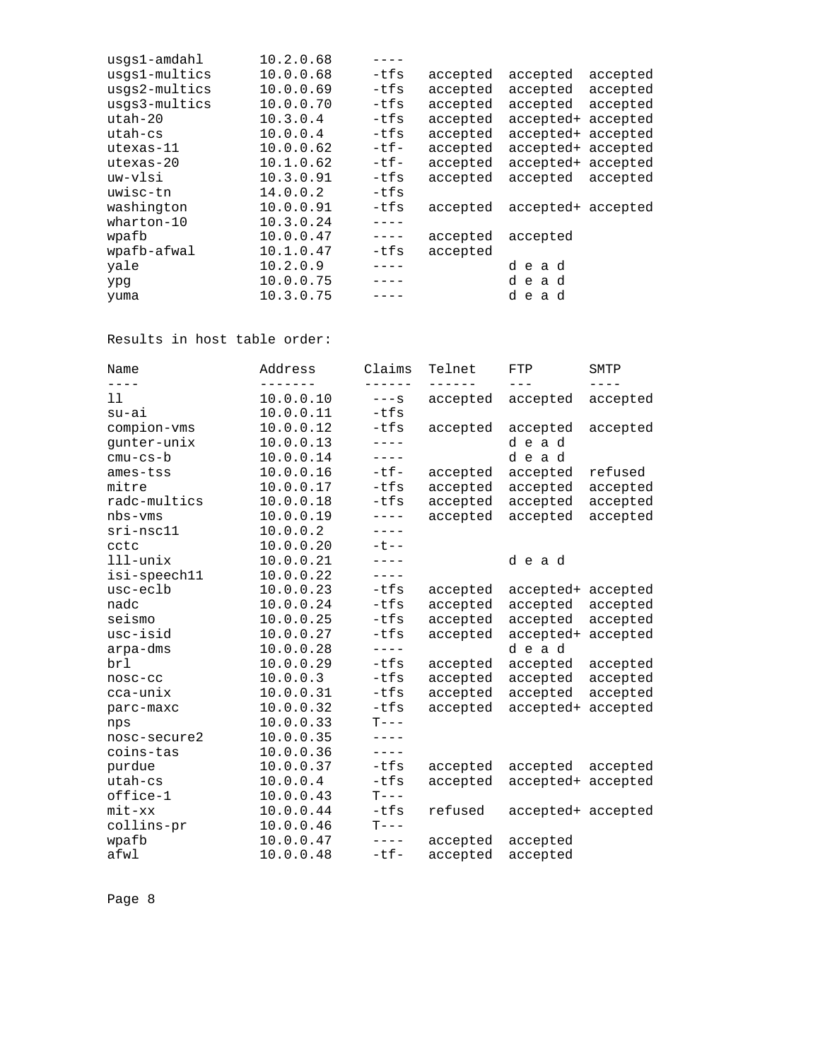| | | | | | |
|---|---|---|---|---|---|
| usgs1-amdahl | 10.2.0.68 | ---- | | | |
| usgs1-multics | 10.0.0.68 | -tfs | accepted | accepted | accepted |
| usgs2-multics | 10.0.0.69 | -tfs | accepted | accepted | accepted |
| usgs3-multics | 10.0.0.70 | -tfs | accepted | accepted | accepted |
| utah-20 | 10.3.0.4 | -tfs | accepted | accepted+ | accepted |
| utah-cs | 10.0.0.4 | -tfs | accepted | accepted+ | accepted |
| utexas-11 | 10.0.0.62 | -tf- | accepted | accepted+ | accepted |
| utexas-20 | 10.1.0.62 | -tf- | accepted | accepted+ | accepted |
| uw-vlsi | 10.3.0.91 | -tfs | accepted | accepted | accepted |
| uwisc-tn | 14.0.0.2 | -tfs | | | |
| washington | 10.0.0.91 | -tfs | accepted | accepted+ | accepted |
| wharton-10 | 10.3.0.24 | ---- | | | |
| wpafb | 10.0.0.47 | ---- | accepted | accepted | |
| wpafb-afwal | 10.1.0.47 | -tfs | accepted | | |
| yale | 10.2.0.9 | ---- | | d e a d | |
| ypg | 10.0.0.75 | ---- | | d e a d | |
| yuma | 10.3.0.75 | ---- | | d e a d | |

Results in host table order:

| Name | Address | Claims | Telnet | FTP | SMTP |
|---|---|---|---|---|---|
| ll | 10.0.0.10 | ---s | accepted | accepted | accepted |
| su-ai | 10.0.0.11 | -tfs | | | |
| compion-vms | 10.0.0.12 | -tfs | accepted | accepted | accepted |
| gunter-unix | 10.0.0.13 | ---- | | d e a d | |
| cmu-cs-b | 10.0.0.14 | ---- | | d e a d | |
| ames-tss | 10.0.0.16 | -tf- | accepted | accepted | refused |
| mitre | 10.0.0.17 | -tfs | accepted | accepted | accepted |
| radc-multics | 10.0.0.18 | -tfs | accepted | accepted | accepted |
| nbs-vms | 10.0.0.19 | ---- | accepted | accepted | accepted |
| sri-nsc11 | 10.0.0.2 | ---- | | | |
| cctc | 10.0.0.20 | -t-- | | | |
| lll-unix | 10.0.0.21 | ---- | | d e a d | |
| isi-speech11 | 10.0.0.22 | ---- | | | |
| usc-eclb | 10.0.0.23 | -tfs | accepted | accepted+ | accepted |
| nadc | 10.0.0.24 | -tfs | accepted | accepted | accepted |
| seismo | 10.0.0.25 | -tfs | accepted | accepted | accepted |
| usc-isid | 10.0.0.27 | -tfs | accepted | accepted+ | accepted |
| arpa-dms | 10.0.0.28 | ---- | | d e a d | |
| brl | 10.0.0.29 | -tfs | accepted | accepted | accepted |
| nosc-cc | 10.0.0.3 | -tfs | accepted | accepted | accepted |
| cca-unix | 10.0.0.31 | -tfs | accepted | accepted | accepted |
| parc-maxc | 10.0.0.32 | -tfs | accepted | accepted+ | accepted |
| nps | 10.0.0.33 | T--- | | | |
| nosc-secure2 | 10.0.0.35 | ---- | | | |
| coins-tas | 10.0.0.36 | ---- | | | |
| purdue | 10.0.0.37 | -tfs | accepted | accepted | accepted |
| utah-cs | 10.0.0.4 | -tfs | accepted | accepted+ | accepted |
| office-1 | 10.0.0.43 | T--- | | | |
| mit-xx | 10.0.0.44 | -tfs | refused | accepted+ | accepted |
| collins-pr | 10.0.0.46 | T--- | | | |
| wpafb | 10.0.0.47 | ---- | accepted | accepted | |
| afwl | 10.0.0.48 | -tf- | accepted | accepted | |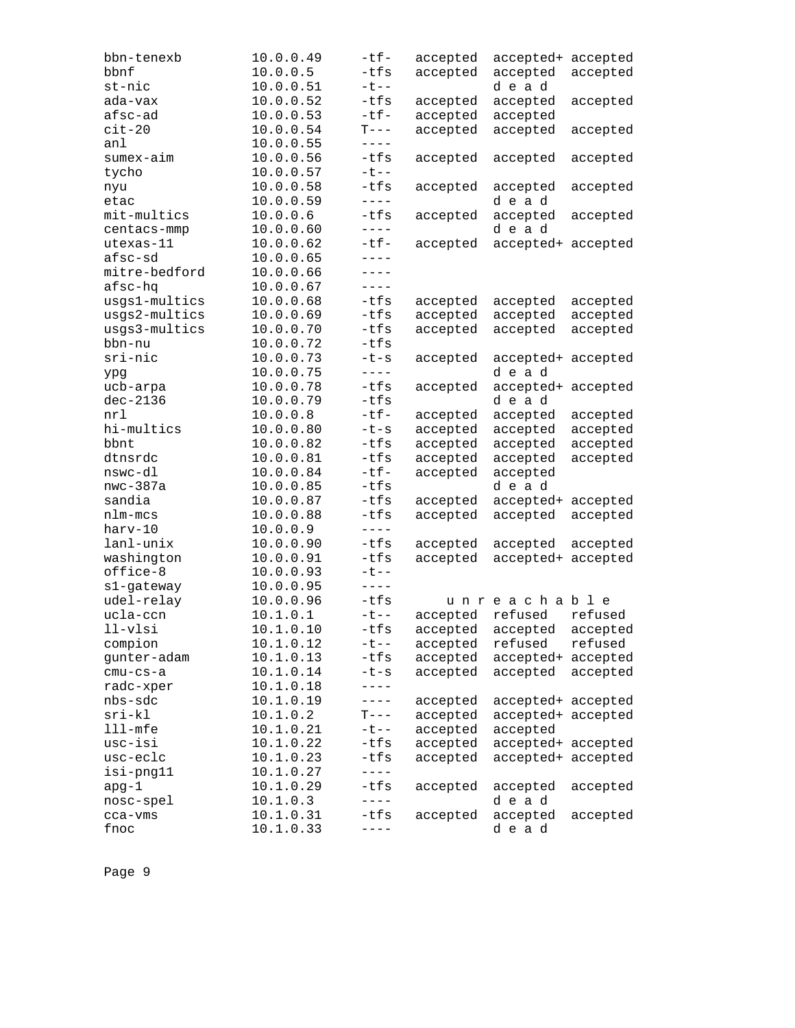```
bbn-tenexb       10.0.0.49    -tf-   accepted  accepted+ accepted
bbnf             10.0.0.5     -tfs   accepted  accepted  accepted
st-nic           10.0.0.51    -t--             d e a d
ada-vax          10.0.0.52    -tfs   accepted  accepted  accepted
afsc-ad          10.0.0.53    -tf-   accepted  accepted
cit-20           10.0.0.54    T---   accepted  accepted  accepted
anl              10.0.0.55    ----
sumex-aim        10.0.0.56    -tfs   accepted  accepted  accepted
tycho            10.0.0.57    -t--
nyu              10.0.0.58    -tfs   accepted  accepted  accepted
etac             10.0.0.59    ----             d e a d
mit-multics      10.0.0.6     -tfs   accepted  accepted  accepted
centacs-mmp      10.0.0.60    ----             d e a d
utexas-11        10.0.0.62    -tf-   accepted  accepted+ accepted
afsc-sd          10.0.0.65    ----
mitre-bedford    10.0.0.66    ----
afsc-hq          10.0.0.67    ----
usgs1-multics    10.0.0.68    -tfs   accepted  accepted  accepted
usgs2-multics    10.0.0.69    -tfs   accepted  accepted  accepted
usgs3-multics    10.0.0.70    -tfs   accepted  accepted  accepted
bbn-nu           10.0.0.72    -tfs
sri-nic          10.0.0.73    -t-s   accepted  accepted+ accepted
ypg              10.0.0.75    ----             d e a d
ucb-arpa         10.0.0.78    -tfs   accepted  accepted+ accepted
dec-2136         10.0.0.79    -tfs             d e a d
nrl              10.0.0.8     -tf-   accepted  accepted  accepted
hi-multics       10.0.0.80    -t-s   accepted  accepted  accepted
bbnt             10.0.0.82    -tfs   accepted  accepted  accepted
dtnsrdc          10.0.0.81    -tfs   accepted  accepted  accepted
nswc-dl          10.0.0.84    -tf-   accepted  accepted
nwc-387a         10.0.0.85    -tfs             d e a d
sandia           10.0.0.87    -tfs   accepted  accepted+ accepted
nlm-mcs          10.0.0.88    -tfs   accepted  accepted  accepted
harv-10          10.0.0.9     ----
lanl-unix        10.0.0.90    -tfs   accepted  accepted  accepted
washington       10.0.0.91    -tfs   accepted  accepted+ accepted
office-8         10.0.0.93    -t--
s1-gateway       10.0.0.95    ----
udel-relay       10.0.0.96    -tfs      u n r e a c h a b l e
ucla-ccn         10.1.0.1     -t--   accepted  refused   refused
ll-vlsi          10.1.0.10    -tfs   accepted  accepted  accepted
compion          10.1.0.12    -t--   accepted  refused   refused
gunter-adam      10.1.0.13    -tfs   accepted  accepted+ accepted
cmu-cs-a         10.1.0.14    -t-s   accepted  accepted  accepted
radc-xper        10.1.0.18    ----
nbs-sdc          10.1.0.19    ----   accepted  accepted+ accepted
sri-kl           10.1.0.2     T---   accepted  accepted+ accepted
lll-mfe          10.1.0.21    -t--   accepted  accepted
usc-isi          10.1.0.22    -tfs   accepted  accepted+ accepted
usc-eclc         10.1.0.23    -tfs   accepted  accepted+ accepted
isi-png11        10.1.0.27    ----
apg-1            10.1.0.29    -tfs   accepted  accepted  accepted
nosc-spel        10.1.0.3     ----             d e a d
cca-vms          10.1.0.31    -tfs   accepted  accepted  accepted
fnoc             10.1.0.33    ----             d e a d
```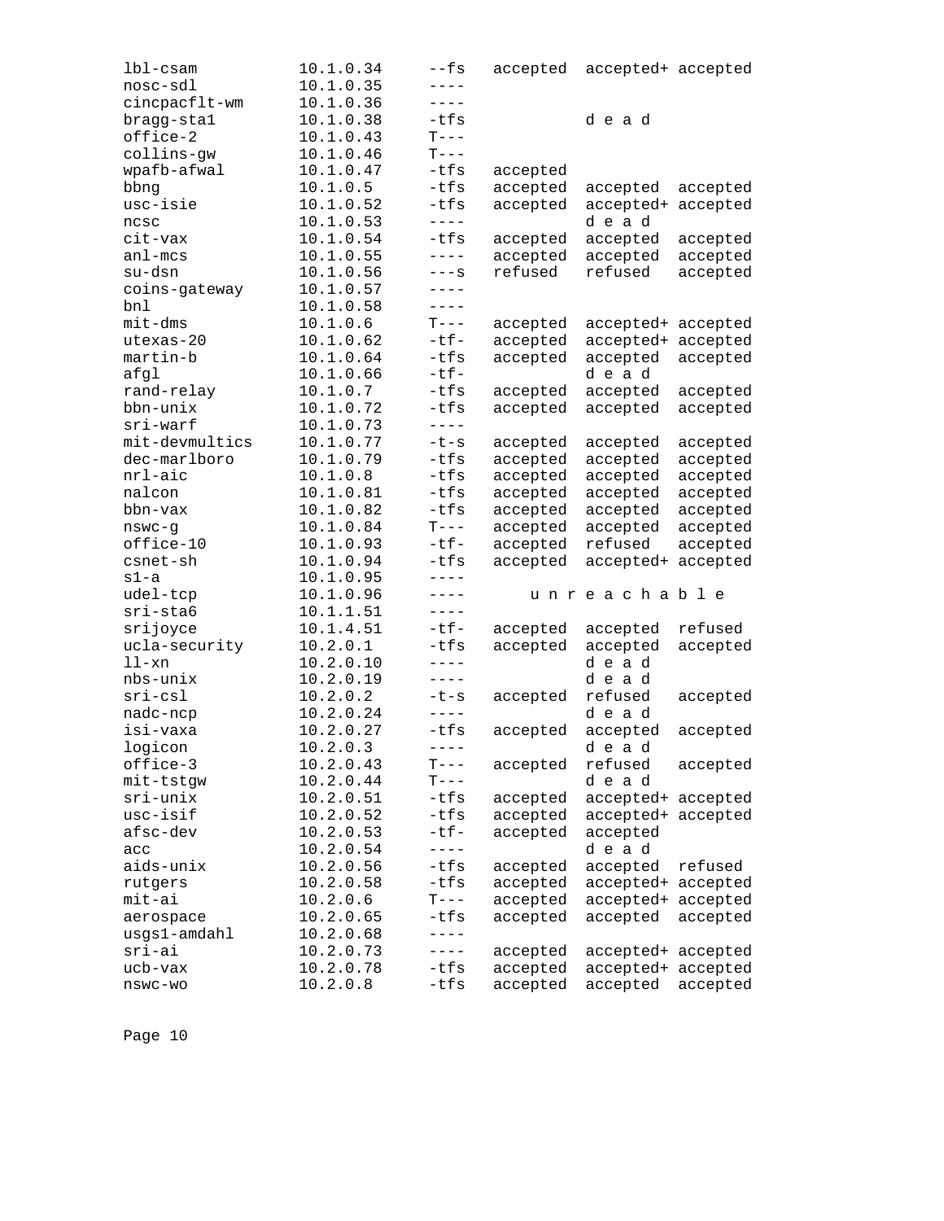```
lbl-csam          10.1.0.34    --fs   accepted  accepted+ accepted
nosc-sdl          10.1.0.35    ----
cincpacflt-wm     10.1.0.36    ----
bragg-sta1        10.1.0.38    -tfs             d e a d
office-2          10.1.0.43    T---
collins-gw        10.1.0.46    T---
wpafb-afwal       10.1.0.47    -tfs   accepted
bbng              10.1.0.5     -tfs   accepted  accepted  accepted
usc-isie          10.1.0.52    -tfs   accepted  accepted+ accepted
ncsc              10.1.0.53    ----             d e a d
cit-vax           10.1.0.54    -tfs   accepted  accepted  accepted
anl-mcs           10.1.0.55    ----   accepted  accepted  accepted
su-dsn            10.1.0.56    ---s   refused   refused   accepted
coins-gateway     10.1.0.57    ----
bnl               10.1.0.58    ----
mit-dms           10.1.0.6     T---   accepted  accepted+ accepted
utexas-20         10.1.0.62    -tf-   accepted  accepted+ accepted
martin-b          10.1.0.64    -tfs   accepted  accepted  accepted
afgl              10.1.0.66    -tf-             d e a d
rand-relay        10.1.0.7     -tfs   accepted  accepted  accepted
bbn-unix          10.1.0.72    -tfs   accepted  accepted  accepted
sri-warf          10.1.0.73    ----
mit-devmultics    10.1.0.77    -t-s   accepted  accepted  accepted
dec-marlboro      10.1.0.79    -tfs   accepted  accepted  accepted
nrl-aic           10.1.0.8     -tfs   accepted  accepted  accepted
nalcon            10.1.0.81    -tfs   accepted  accepted  accepted
bbn-vax           10.1.0.82    -tfs   accepted  accepted  accepted
nswc-g            10.1.0.84    T---   accepted  accepted  accepted
office-10         10.1.0.93    -tf-   accepted  refused   accepted
csnet-sh          10.1.0.94    -tfs   accepted  accepted+ accepted
s1-a              10.1.0.95    ----
udel-tcp          10.1.0.96    ----       u n r e a c h a b l e
sri-sta6          10.1.1.51    ----
srijoyce          10.1.4.51    -tf-   accepted  accepted  refused
ucla-security     10.2.0.1     -tfs   accepted  accepted  accepted
ll-xn             10.2.0.10    ----             d e a d
nbs-unix          10.2.0.19    ----             d e a d
sri-csl           10.2.0.2     -t-s   accepted  refused   accepted
nadc-ncp          10.2.0.24    ----             d e a d
isi-vaxa          10.2.0.27    -tfs   accepted  accepted  accepted
logicon           10.2.0.3     ----             d e a d
office-3          10.2.0.43    T---   accepted  refused   accepted
mit-tstgw         10.2.0.44    T---             d e a d
sri-unix          10.2.0.51    -tfs   accepted  accepted+ accepted
usc-isif          10.2.0.52    -tfs   accepted  accepted+ accepted
afsc-dev          10.2.0.53    -tf-   accepted  accepted
acc               10.2.0.54    ----             d e a d
aids-unix         10.2.0.56    -tfs   accepted  accepted  refused
rutgers           10.2.0.58    -tfs   accepted  accepted+ accepted
mit-ai            10.2.0.6     T---   accepted  accepted+ accepted
aerospace         10.2.0.65    -tfs   accepted  accepted  accepted
usgs1-amdahl      10.2.0.68    ----
sri-ai            10.2.0.73    ----   accepted  accepted+ accepted
ucb-vax           10.2.0.78    -tfs   accepted  accepted+ accepted
nswc-wo           10.2.0.8     -tfs   accepted  accepted  accepted
```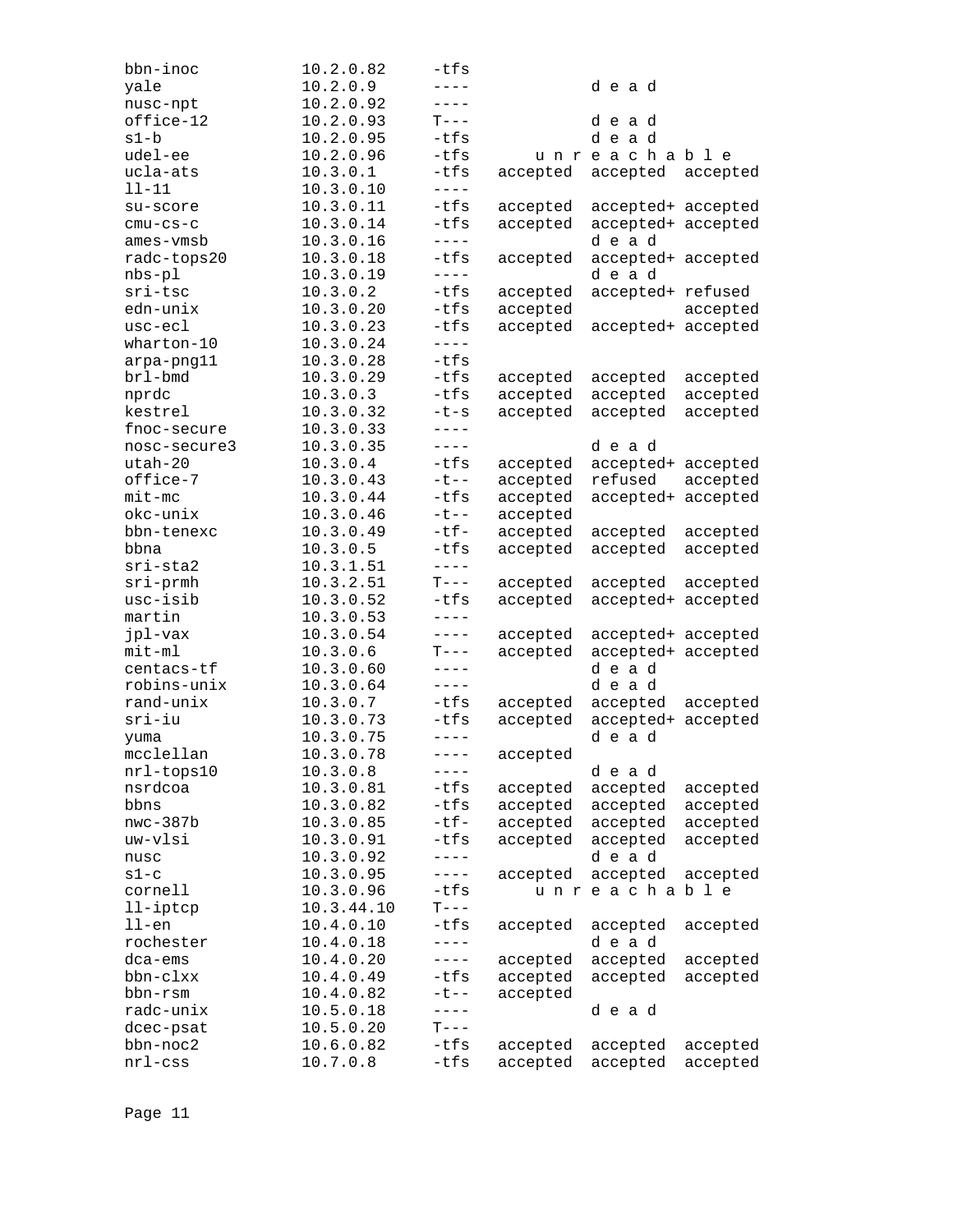```
bbn-inoc         10.2.0.82    -tfs
yale             10.2.0.9     ----            d e a d
nusc-npt         10.2.0.92    ----
office-12        10.2.0.93    T---            d e a d
s1-b             10.2.0.95    -tfs            d e a d
udel-ee          10.2.0.96    -tfs      u n r e a c h a b l e
ucla-ats         10.3.0.1     -tfs  accepted  accepted  accepted
ll-11            10.3.0.10    ----
su-score         10.3.0.11    -tfs  accepted  accepted+ accepted
cmu-cs-c         10.3.0.14    -tfs  accepted  accepted+ accepted
ames-vmsb        10.3.0.16    ----            d e a d
radc-tops20      10.3.0.18    -tfs  accepted  accepted+ accepted
nbs-pl           10.3.0.19    ----            d e a d
sri-tsc          10.3.0.2     -tfs  accepted  accepted+ refused
edn-unix         10.3.0.20    -tfs  accepted            accepted
usc-ecl          10.3.0.23    -tfs  accepted  accepted+ accepted
wharton-10       10.3.0.24    ----
arpa-png11       10.3.0.28    -tfs
brl-bmd          10.3.0.29    -tfs  accepted  accepted  accepted
nprdc            10.3.0.3     -tfs  accepted  accepted  accepted
kestrel          10.3.0.32    -t-s  accepted  accepted  accepted
fnoc-secure      10.3.0.33    ----
nosc-secure3     10.3.0.35    ----            d e a d
utah-20          10.3.0.4     -tfs  accepted  accepted+ accepted
office-7         10.3.0.43    -t--  accepted  refused   accepted
mit-mc           10.3.0.44    -tfs  accepted  accepted+ accepted
okc-unix         10.3.0.46    -t--  accepted
bbn-tenexc       10.3.0.49    -tf-  accepted  accepted  accepted
bbna             10.3.0.5     -tfs  accepted  accepted  accepted
sri-sta2         10.3.1.51    ----
sri-prmh         10.3.2.51    T---  accepted  accepted  accepted
usc-isib         10.3.0.52    -tfs  accepted  accepted+ accepted
martin           10.3.0.53    ----
jpl-vax          10.3.0.54    ----  accepted  accepted+ accepted
mit-ml           10.3.0.6     T---  accepted  accepted+ accepted
centacs-tf       10.3.0.60    ----            d e a d
robins-unix      10.3.0.64    ----            d e a d
rand-unix        10.3.0.7     -tfs  accepted  accepted  accepted
sri-iu           10.3.0.73    -tfs  accepted  accepted+ accepted
yuma             10.3.0.75    ----            d e a d
mcclellan        10.3.0.78    ----  accepted
nrl-tops10       10.3.0.8     ----            d e a d
nsrdcoa          10.3.0.81    -tfs  accepted  accepted  accepted
bbns             10.3.0.82    -tfs  accepted  accepted  accepted
nwc-387b         10.3.0.85    -tf-  accepted  accepted  accepted
uw-vlsi          10.3.0.91    -tfs  accepted  accepted  accepted
nusc             10.3.0.92    ----            d e a d
s1-c             10.3.0.95    ----  accepted  accepted  accepted
cornell          10.3.0.96    -tfs      u n r e a c h a b l e
ll-iptcp         10.3.44.10   T---
ll-en            10.4.0.10    -tfs  accepted  accepted  accepted
rochester        10.4.0.18    ----            d e a d
dca-ems          10.4.0.20    ----  accepted  accepted  accepted
bbn-clxx         10.4.0.49    -tfs  accepted  accepted  accepted
bbn-rsm          10.4.0.82    -t--  accepted
radc-unix        10.5.0.18    ----            d e a d
dcec-psat        10.5.0.20    T---
bbn-noc2         10.6.0.82    -tfs  accepted  accepted  accepted
nrl-css          10.7.0.8     -tfs  accepted  accepted  accepted
```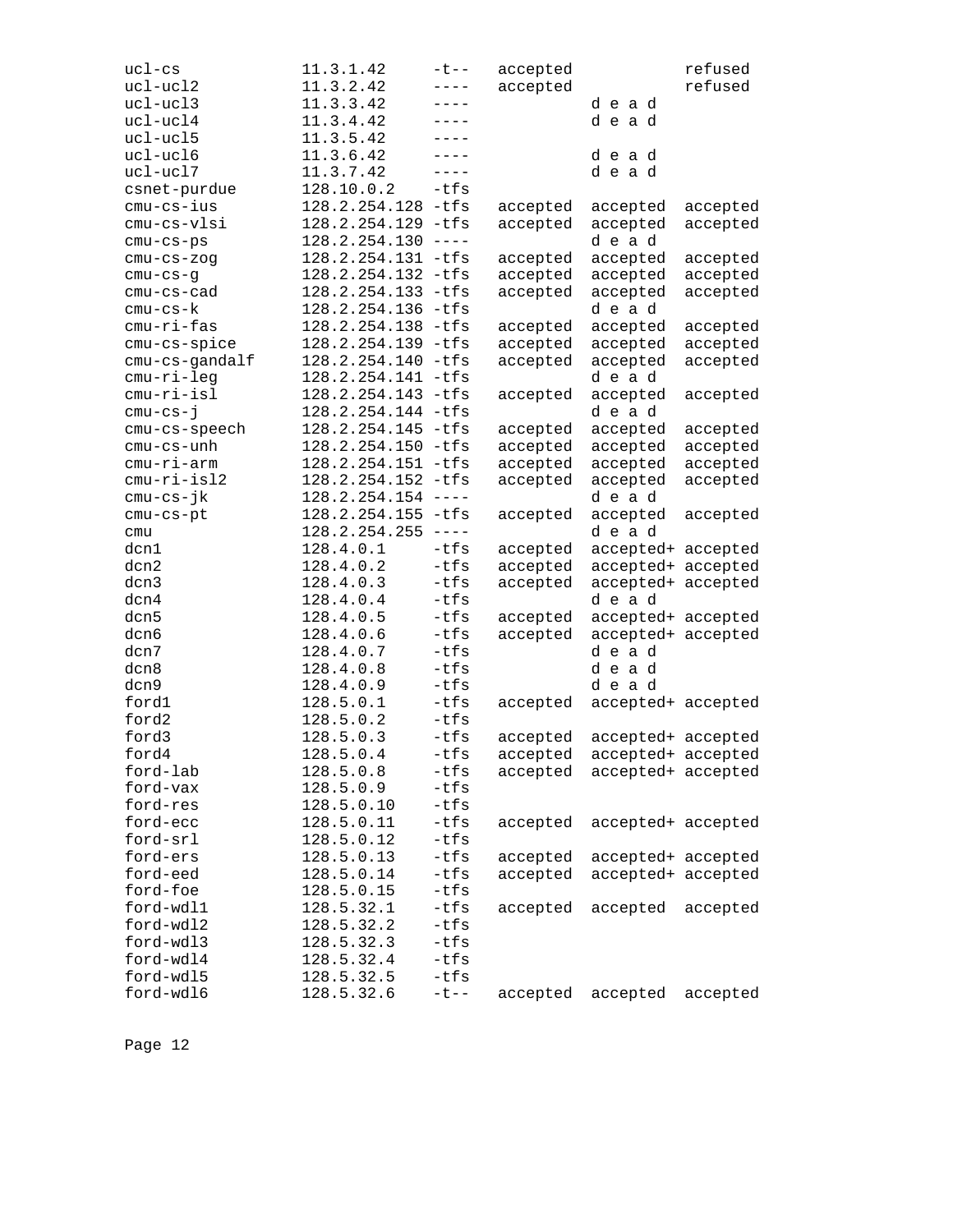| | | | | | |
|---|---|---|---|---|---|
| ucl-cs | 11.3.1.42 | -t-- | accepted | | refused |
| ucl-ucl2 | 11.3.2.42 | ---- | accepted | | refused |
| ucl-ucl3 | 11.3.3.42 | ---- | | d e a d | |
| ucl-ucl4 | 11.3.4.42 | ---- | | d e a d | |
| ucl-ucl5 | 11.3.5.42 | ---- | | | |
| ucl-ucl6 | 11.3.6.42 | ---- | | d e a d | |
| ucl-ucl7 | 11.3.7.42 | ---- | | d e a d | |
| csnet-purdue | 128.10.0.2 | -tfs | | | |
| cmu-cs-ius | 128.2.254.128 | -tfs | accepted | accepted | accepted |
| cmu-cs-vlsi | 128.2.254.129 | -tfs | accepted | accepted | accepted |
| cmu-cs-ps | 128.2.254.130 | ---- | | d e a d | |
| cmu-cs-zog | 128.2.254.131 | -tfs | accepted | accepted | accepted |
| cmu-cs-g | 128.2.254.132 | -tfs | accepted | accepted | accepted |
| cmu-cs-cad | 128.2.254.133 | -tfs | accepted | accepted | accepted |
| cmu-cs-k | 128.2.254.136 | -tfs | | d e a d | |
| cmu-ri-fas | 128.2.254.138 | -tfs | accepted | accepted | accepted |
| cmu-cs-spice | 128.2.254.139 | -tfs | accepted | accepted | accepted |
| cmu-cs-gandalf | 128.2.254.140 | -tfs | accepted | accepted | accepted |
| cmu-ri-leg | 128.2.254.141 | -tfs | | d e a d | |
| cmu-ri-isl | 128.2.254.143 | -tfs | accepted | accepted | accepted |
| cmu-cs-j | 128.2.254.144 | -tfs | | d e a d | |
| cmu-cs-speech | 128.2.254.145 | -tfs | accepted | accepted | accepted |
| cmu-cs-unh | 128.2.254.150 | -tfs | accepted | accepted | accepted |
| cmu-ri-arm | 128.2.254.151 | -tfs | accepted | accepted | accepted |
| cmu-ri-isl2 | 128.2.254.152 | -tfs | accepted | accepted | accepted |
| cmu-cs-jk | 128.2.254.154 | ---- | | d e a d | |
| cmu-cs-pt | 128.2.254.155 | -tfs | accepted | accepted | accepted |
| cmu | 128.2.254.255 | ---- | | d e a d | |
| dcn1 | 128.4.0.1 | -tfs | accepted | accepted+ | accepted |
| dcn2 | 128.4.0.2 | -tfs | accepted | accepted+ | accepted |
| dcn3 | 128.4.0.3 | -tfs | accepted | accepted+ | accepted |
| dcn4 | 128.4.0.4 | -tfs | | d e a d | |
| dcn5 | 128.4.0.5 | -tfs | accepted | accepted+ | accepted |
| dcn6 | 128.4.0.6 | -tfs | accepted | accepted+ | accepted |
| dcn7 | 128.4.0.7 | -tfs | | d e a d | |
| dcn8 | 128.4.0.8 | -tfs | | d e a d | |
| dcn9 | 128.4.0.9 | -tfs | | d e a d | |
| ford1 | 128.5.0.1 | -tfs | accepted | accepted+ | accepted |
| ford2 | 128.5.0.2 | -tfs | | | |
| ford3 | 128.5.0.3 | -tfs | accepted | accepted+ | accepted |
| ford4 | 128.5.0.4 | -tfs | accepted | accepted+ | accepted |
| ford-lab | 128.5.0.8 | -tfs | accepted | accepted+ | accepted |
| ford-vax | 128.5.0.9 | -tfs | | | |
| ford-res | 128.5.0.10 | -tfs | | | |
| ford-ecc | 128.5.0.11 | -tfs | accepted | accepted+ | accepted |
| ford-srl | 128.5.0.12 | -tfs | | | |
| ford-ers | 128.5.0.13 | -tfs | accepted | accepted+ | accepted |
| ford-eed | 128.5.0.14 | -tfs | accepted | accepted+ | accepted |
| ford-foe | 128.5.0.15 | -tfs | | | |
| ford-wdl1 | 128.5.32.1 | -tfs | accepted | accepted | accepted |
| ford-wdl2 | 128.5.32.2 | -tfs | | | |
| ford-wdl3 | 128.5.32.3 | -tfs | | | |
| ford-wdl4 | 128.5.32.4 | -tfs | | | |
| ford-wdl5 | 128.5.32.5 | -tfs | | | |
| ford-wdl6 | 128.5.32.6 | -t-- | accepted | accepted | accepted |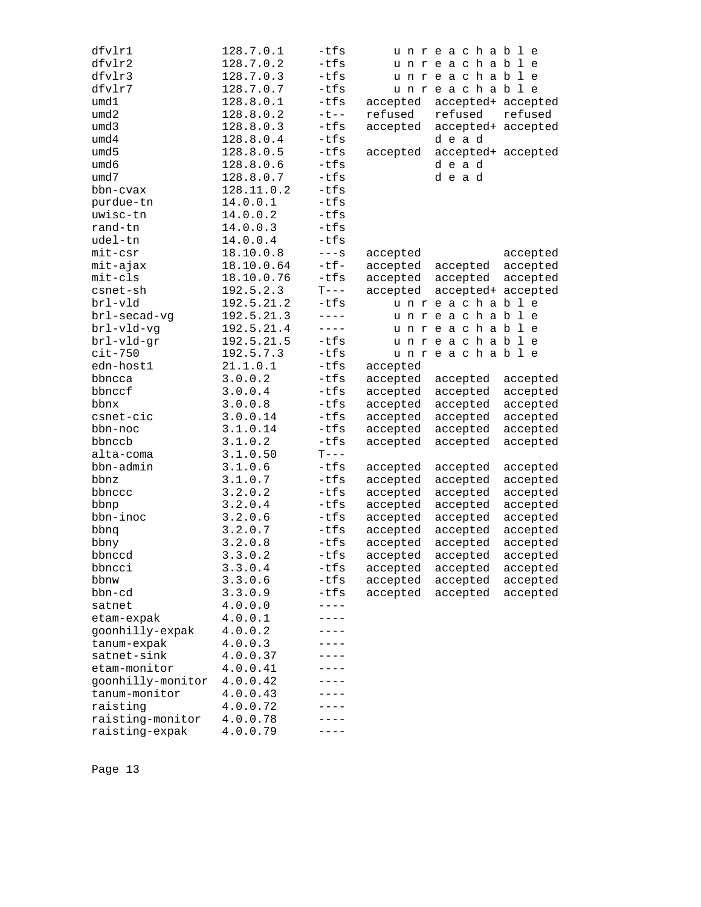```
dfvlr1             128.7.0.1     -tfs      u n r e a c h a b l e
dfvlr2             128.7.0.2     -tfs      u n r e a c h a b l e
dfvlr3             128.7.0.3     -tfs      u n r e a c h a b l e
dfvlr7             128.7.0.7     -tfs      u n r e a c h a b l e
umd1               128.8.0.1     -tfs   accepted  accepted+ accepted
umd2               128.8.0.2     -t--   refused   refused   refused
umd3               128.8.0.3     -tfs   accepted  accepted+ accepted
umd4               128.8.0.4     -tfs             d e a d
umd5               128.8.0.5     -tfs   accepted  accepted+ accepted
umd6               128.8.0.6     -tfs             d e a d
umd7               128.8.0.7     -tfs             d e a d
bbn-cvax           128.11.0.2    -tfs
purdue-tn          14.0.0.1      -tfs
uwisc-tn           14.0.0.2      -tfs
rand-tn            14.0.0.3      -tfs
udel-tn            14.0.0.4      -tfs
mit-csr            18.10.0.8     ---s   accepted            accepted
mit-ajax           18.10.0.64    -tf-   accepted  accepted  accepted
mit-cls            18.10.0.76    -tfs   accepted  accepted  accepted
csnet-sh           192.5.2.3     T---   accepted  accepted+ accepted
brl-vld            192.5.21.2    -tfs      u n r e a c h a b l e
brl-secad-vg       192.5.21.3    ----      u n r e a c h a b l e
brl-vld-vg         192.5.21.4    ----      u n r e a c h a b l e
brl-vld-gr         192.5.21.5    -tfs      u n r e a c h a b l e
cit-750            192.5.7.3     -tfs      u n r e a c h a b l e
edn-host1          21.1.0.1      -tfs   accepted
bbncca             3.0.0.2       -tfs   accepted  accepted  accepted
bbnccf             3.0.0.4       -tfs   accepted  accepted  accepted
bbnx               3.0.0.8       -tfs   accepted  accepted  accepted
csnet-cic          3.0.0.14      -tfs   accepted  accepted  accepted
bbn-noc            3.1.0.14      -tfs   accepted  accepted  accepted
bbnccb             3.1.0.2       -tfs   accepted  accepted  accepted
alta-coma          3.1.0.50      T---
bbn-admin          3.1.0.6       -tfs   accepted  accepted  accepted
bbnz               3.1.0.7       -tfs   accepted  accepted  accepted
bbnccc             3.2.0.2       -tfs   accepted  accepted  accepted
bbnp               3.2.0.4       -tfs   accepted  accepted  accepted
bbn-inoc           3.2.0.6       -tfs   accepted  accepted  accepted
bbnq               3.2.0.7       -tfs   accepted  accepted  accepted
bbny               3.2.0.8       -tfs   accepted  accepted  accepted
bbnccd             3.3.0.2       -tfs   accepted  accepted  accepted
bbncci             3.3.0.4       -tfs   accepted  accepted  accepted
bbnw               3.3.0.6       -tfs   accepted  accepted  accepted
bbn-cd             3.3.0.9       -tfs   accepted  accepted  accepted
satnet             4.0.0.0       ----
etam-expak         4.0.0.1       ----
goonhilly-expak    4.0.0.2       ----
tanum-expak        4.0.0.3       ----
satnet-sink        4.0.0.37      ----
etam-monitor       4.0.0.41      ----
goonhilly-monitor  4.0.0.42      ----
tanum-monitor      4.0.0.43      ----
raisting           4.0.0.72      ----
raisting-monitor   4.0.0.78      ----
raisting-expak     4.0.0.79      ----
```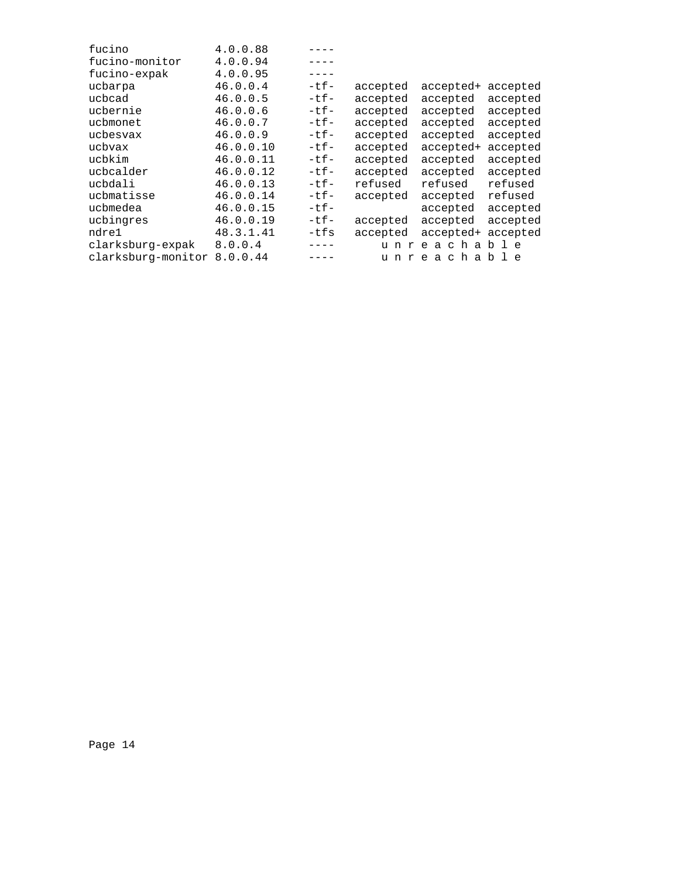| | | | | | |
|---|---|---|---|---|---|
| fucino | 4.0.0.88 | ---- | | | |
| fucino-monitor | 4.0.0.94 | ---- | | | |
| fucino-expak | 4.0.0.95 | ---- | | | |
| ucbarpa | 46.0.0.4 | -tf- | accepted | accepted+ | accepted |
| ucbcad | 46.0.0.5 | -tf- | accepted | accepted | accepted |
| ucbernie | 46.0.0.6 | -tf- | accepted | accepted | accepted |
| ucbmonet | 46.0.0.7 | -tf- | accepted | accepted | accepted |
| ucbesvax | 46.0.0.9 | -tf- | accepted | accepted | accepted |
| ucbvax | 46.0.0.10 | -tf- | accepted | accepted+ | accepted |
| ucbkim | 46.0.0.11 | -tf- | accepted | accepted | accepted |
| ucbcalder | 46.0.0.12 | -tf- | accepted | accepted | accepted |
| ucbdali | 46.0.0.13 | -tf- | refused | refused | refused |
| ucbmatisse | 46.0.0.14 | -tf- | accepted | accepted | refused |
| ucbmedea | 46.0.0.15 | -tf- | | accepted | accepted |
| ucbingres | 46.0.0.19 | -tf- | accepted | accepted | accepted |
| ndre1 | 48.3.1.41 | -tfs | accepted | accepted+ | accepted |
| clarksburg-expak | 8.0.0.4 | ---- | u n r e a c h a b l e | | |
| clarksburg-monitor | 8.0.0.44 | ---- | u n r e a c h a b l e | | |